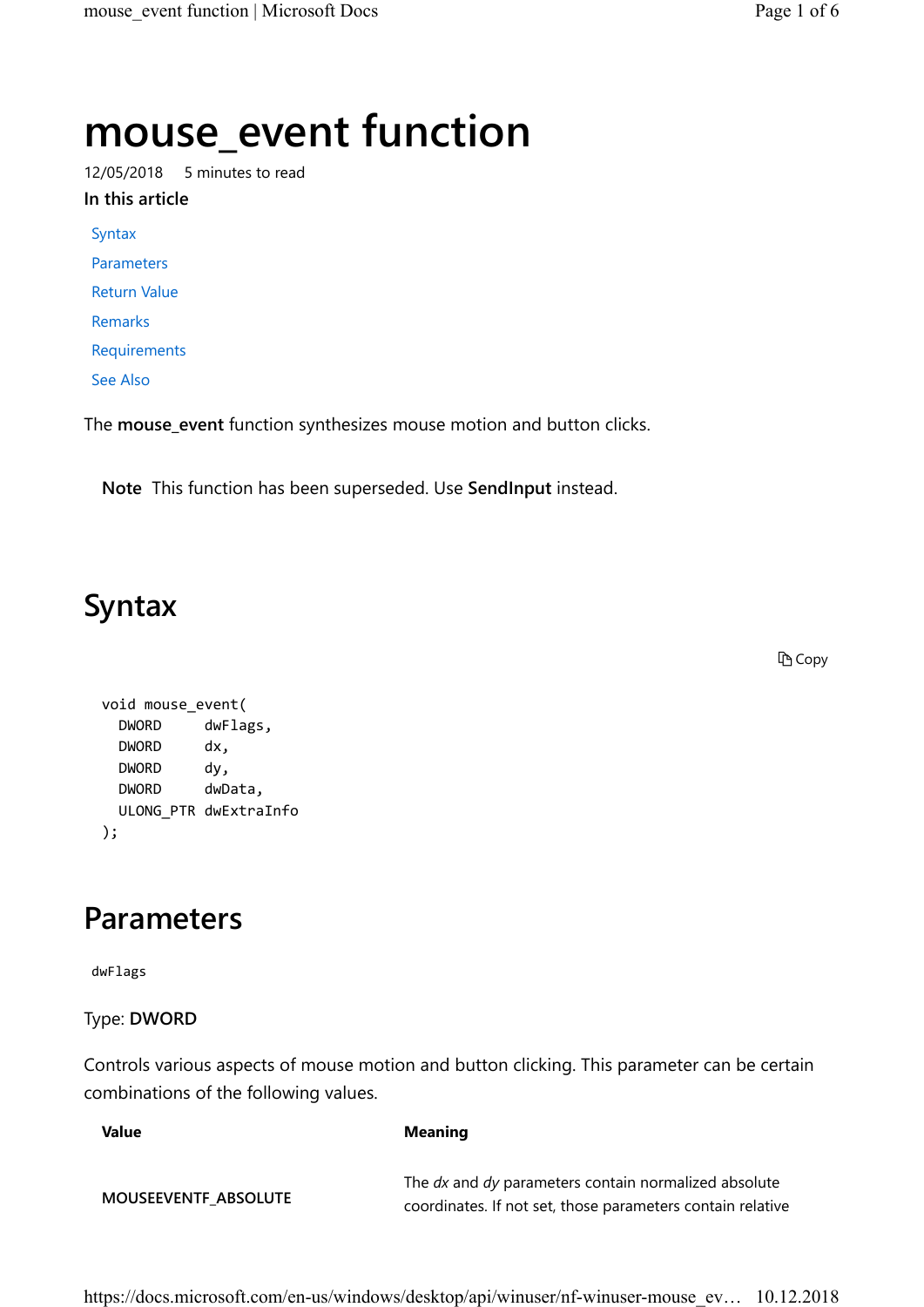# mouse_event function

12/05/2018 5 minutes to read

**In this article**

- Syntax
- Parameters
- Return Value
- Remarks
- Requirements
- See Also

The **mouse_event** function synthesizes mouse motion and button clicks.

**Note** This function has been superseded. Use **SendInput** instead.

## Syntax

```
void mouse_event(
  DWORD     dwFlags,
  DWORD     dx,
  DWORD     dy,
  DWORD     dwData,
  ULONG_PTR dwExtraInfo
);
```

## Parameters

`dwFlags`

Type: **DWORD**

Controls various aspects of mouse motion and button clicking. This parameter can be certain combinations of the following values.

| Value | Meaning |
|---|---|
| **MOUSEEVENTF_ABSOLUTE** | The *dx* and *dy* parameters contain normalized absolute coordinates. If not set, those parameters contain relative |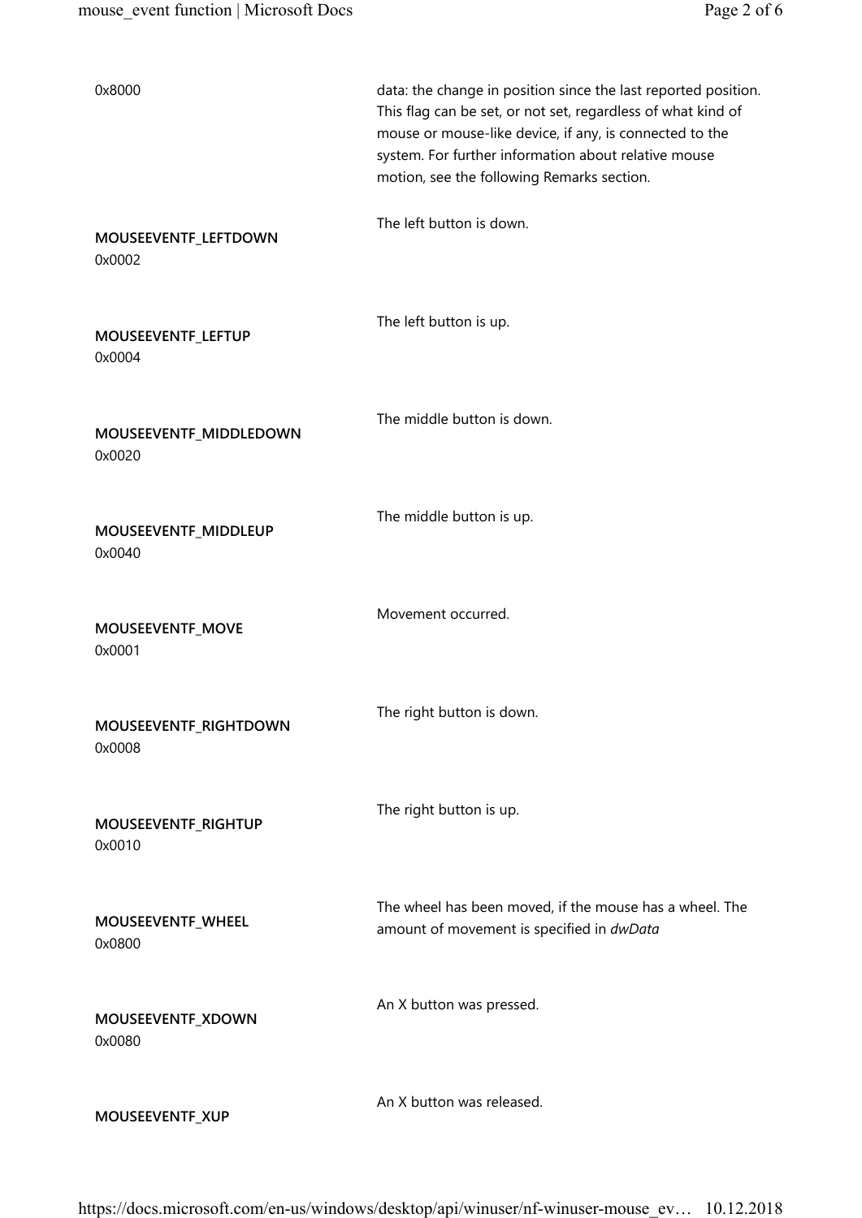| | |
|---|---|
| 0x8000 | data: the change in position since the last reported position. This flag can be set, or not set, regardless of what kind of mouse or mouse-like device, if any, is connected to the system. For further information about relative mouse motion, see the following Remarks section. |
| **MOUSEEVENTF_LEFTDOWN** 0x0002 | The left button is down. |
| **MOUSEEVENTF_LEFTUP** 0x0004 | The left button is up. |
| **MOUSEEVENTF_MIDDLEDOWN** 0x0020 | The middle button is down. |
| **MOUSEEVENTF_MIDDLEUP** 0x0040 | The middle button is up. |
| **MOUSEEVENTF_MOVE** 0x0001 | Movement occurred. |
| **MOUSEEVENTF_RIGHTDOWN** 0x0008 | The right button is down. |
| **MOUSEEVENTF_RIGHTUP** 0x0010 | The right button is up. |
| **MOUSEEVENTF_WHEEL** 0x0800 | The wheel has been moved, if the mouse has a wheel. The amount of movement is specified in *dwData* |
| **MOUSEEVENTF_XDOWN** 0x0080 | An X button was pressed. |
| **MOUSEEVENTF_XUP** | An X button was released. |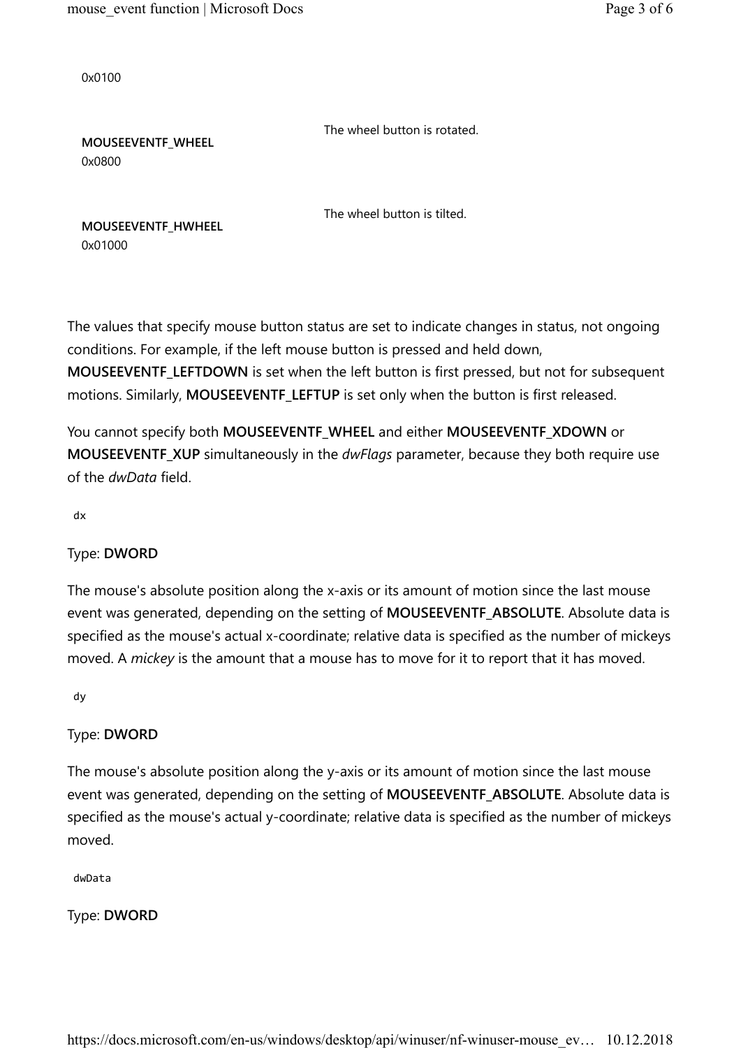0x0100

| | |
|---|---|
| **MOUSEEVENTF_WHEEL** 0x0800 | The wheel button is rotated. |
| **MOUSEEVENTF_HWHEEL** 0x01000 | The wheel button is tilted. |

The values that specify mouse button status are set to indicate changes in status, not ongoing conditions. For example, if the left mouse button is pressed and held down, **MOUSEEVENTF_LEFTDOWN** is set when the left button is first pressed, but not for subsequent motions. Similarly, **MOUSEEVENTF_LEFTUP** is set only when the button is first released.

You cannot specify both **MOUSEEVENTF_WHEEL** and either **MOUSEEVENTF_XDOWN** or **MOUSEEVENTF_XUP** simultaneously in the *dwFlags* parameter, because they both require use of the *dwData* field.

`dx`

Type: **DWORD**

The mouse's absolute position along the x-axis or its amount of motion since the last mouse event was generated, depending on the setting of **MOUSEEVENTF_ABSOLUTE**. Absolute data is specified as the mouse's actual x-coordinate; relative data is specified as the number of mickeys moved. A *mickey* is the amount that a mouse has to move for it to report that it has moved.

`dy`

Type: **DWORD**

The mouse's absolute position along the y-axis or its amount of motion since the last mouse event was generated, depending on the setting of **MOUSEEVENTF_ABSOLUTE**. Absolute data is specified as the mouse's actual y-coordinate; relative data is specified as the number of mickeys moved.

`dwData`

Type: **DWORD**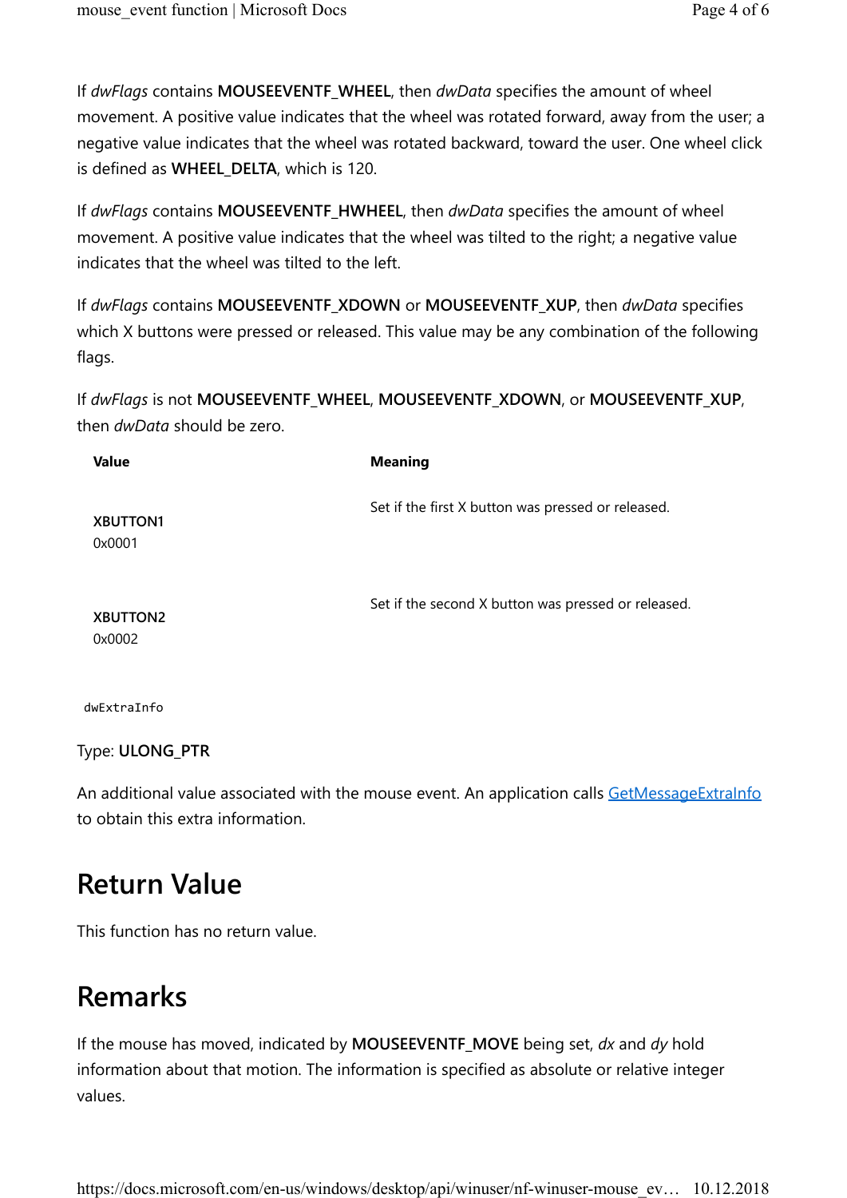If *dwFlags* contains **MOUSEEVENTF_WHEEL**, then *dwData* specifies the amount of wheel movement. A positive value indicates that the wheel was rotated forward, away from the user; a negative value indicates that the wheel was rotated backward, toward the user. One wheel click is defined as **WHEEL_DELTA**, which is 120.

If *dwFlags* contains **MOUSEEVENTF_HWHEEL**, then *dwData* specifies the amount of wheel movement. A positive value indicates that the wheel was tilted to the right; a negative value indicates that the wheel was tilted to the left.

If *dwFlags* contains **MOUSEEVENTF_XDOWN** or **MOUSEEVENTF_XUP**, then *dwData* specifies which X buttons were pressed or released. This value may be any combination of the following flags.

If *dwFlags* is not **MOUSEEVENTF_WHEEL**, **MOUSEEVENTF_XDOWN**, or **MOUSEEVENTF_XUP**, then *dwData* should be zero.

| Value | Meaning |
|---|---|
| **XBUTTON1** 0x0001 | Set if the first X button was pressed or released. |
| **XBUTTON2** 0x0002 | Set if the second X button was pressed or released. |

`dwExtraInfo`

Type: **ULONG_PTR**

An additional value associated with the mouse event. An application calls GetMessageExtraInfo to obtain this extra information.

## Return Value

This function has no return value.

## Remarks

If the mouse has moved, indicated by **MOUSEEVENTF_MOVE** being set, *dx* and *dy* hold information about that motion. The information is specified as absolute or relative integer values.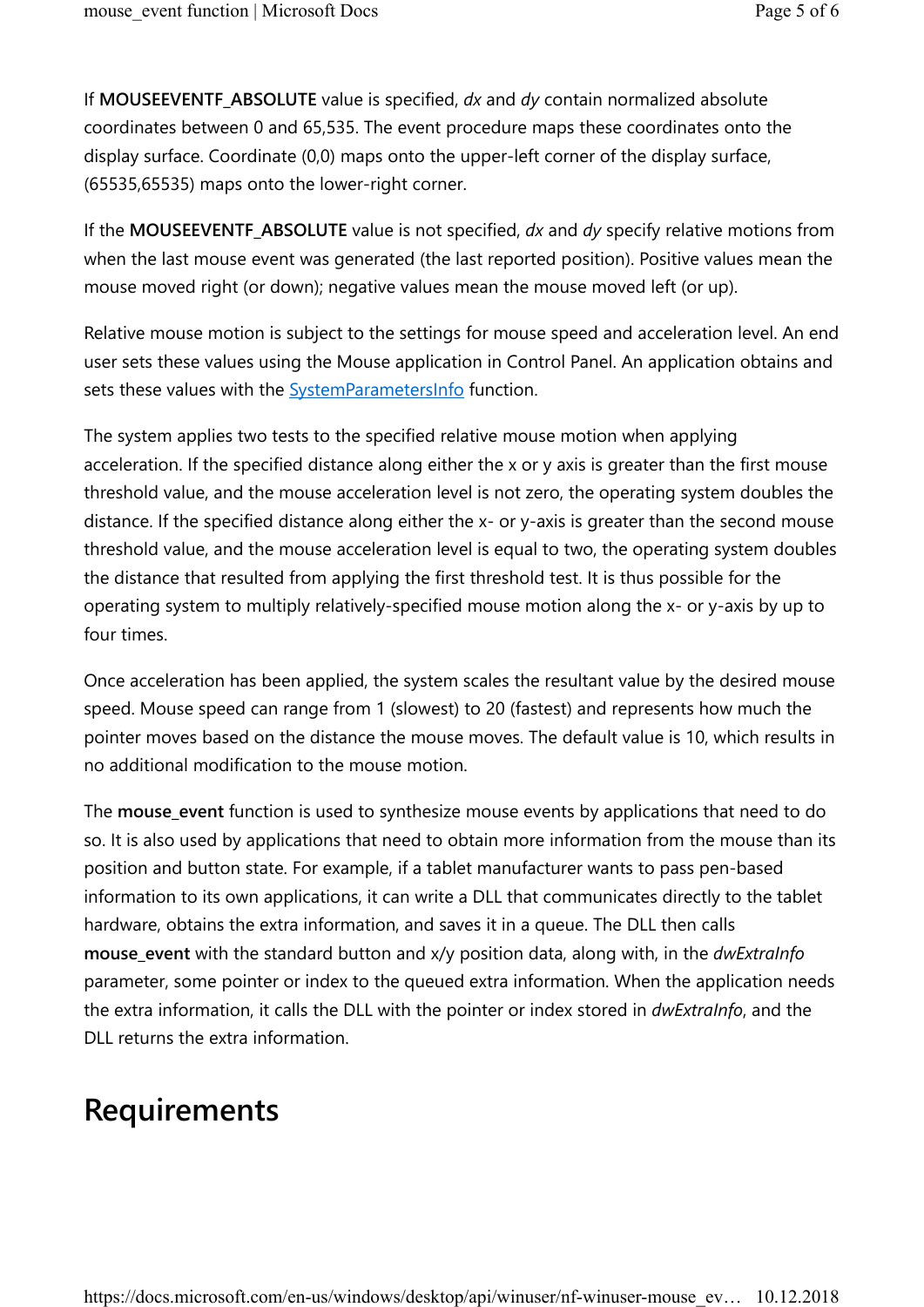If **MOUSEEVENTF_ABSOLUTE** value is specified, *dx* and *dy* contain normalized absolute coordinates between 0 and 65,535. The event procedure maps these coordinates onto the display surface. Coordinate (0,0) maps onto the upper-left corner of the display surface, (65535,65535) maps onto the lower-right corner.

If the **MOUSEEVENTF_ABSOLUTE** value is not specified, *dx* and *dy* specify relative motions from when the last mouse event was generated (the last reported position). Positive values mean the mouse moved right (or down); negative values mean the mouse moved left (or up).

Relative mouse motion is subject to the settings for mouse speed and acceleration level. An end user sets these values using the Mouse application in Control Panel. An application obtains and sets these values with the SystemParametersInfo function.

The system applies two tests to the specified relative mouse motion when applying acceleration. If the specified distance along either the x or y axis is greater than the first mouse threshold value, and the mouse acceleration level is not zero, the operating system doubles the distance. If the specified distance along either the x- or y-axis is greater than the second mouse threshold value, and the mouse acceleration level is equal to two, the operating system doubles the distance that resulted from applying the first threshold test. It is thus possible for the operating system to multiply relatively-specified mouse motion along the x- or y-axis by up to four times.

Once acceleration has been applied, the system scales the resultant value by the desired mouse speed. Mouse speed can range from 1 (slowest) to 20 (fastest) and represents how much the pointer moves based on the distance the mouse moves. The default value is 10, which results in no additional modification to the mouse motion.

The **mouse_event** function is used to synthesize mouse events by applications that need to do so. It is also used by applications that need to obtain more information from the mouse than its position and button state. For example, if a tablet manufacturer wants to pass pen-based information to its own applications, it can write a DLL that communicates directly to the tablet hardware, obtains the extra information, and saves it in a queue. The DLL then calls **mouse_event** with the standard button and x/y position data, along with, in the *dwExtraInfo* parameter, some pointer or index to the queued extra information. When the application needs the extra information, it calls the DLL with the pointer or index stored in *dwExtraInfo*, and the DLL returns the extra information.

## Requirements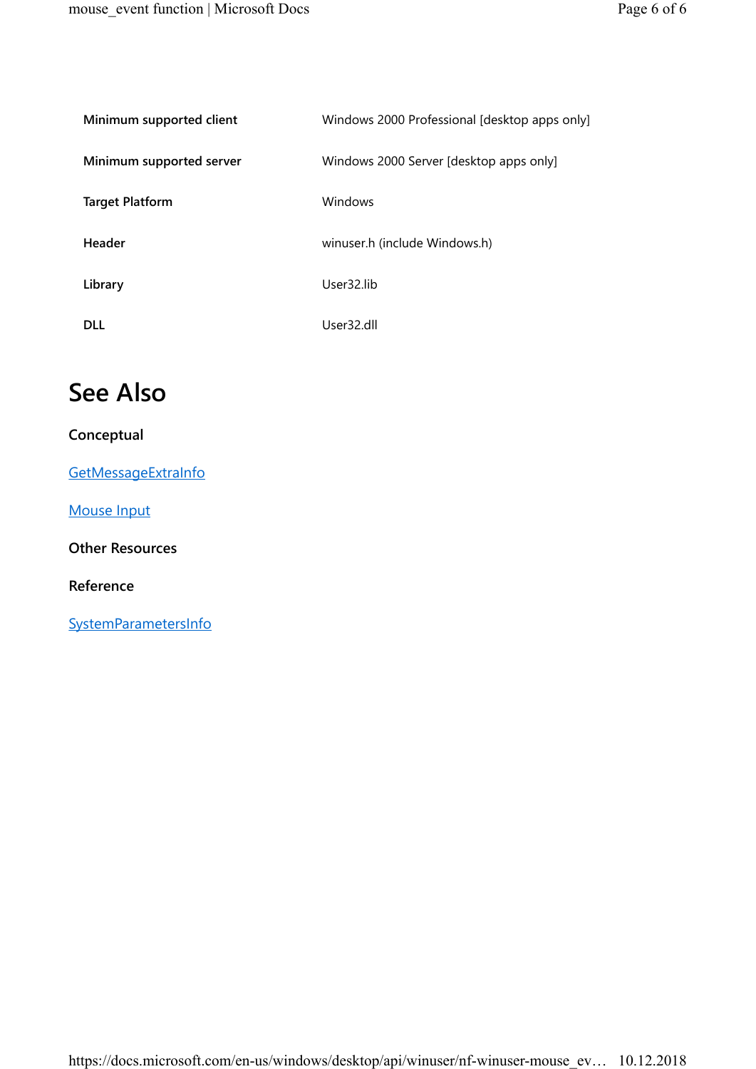| | |
|---|---|
| **Minimum supported client** | Windows 2000 Professional [desktop apps only] |
| **Minimum supported server** | Windows 2000 Server [desktop apps only] |
| **Target Platform** | Windows |
| **Header** | winuser.h (include Windows.h) |
| **Library** | User32.lib |
| **DLL** | User32.dll |

# See Also

**Conceptual**

[GetMessageExtraInfo]

[Mouse Input]

**Other Resources**

**Reference**

[SystemParametersInfo]